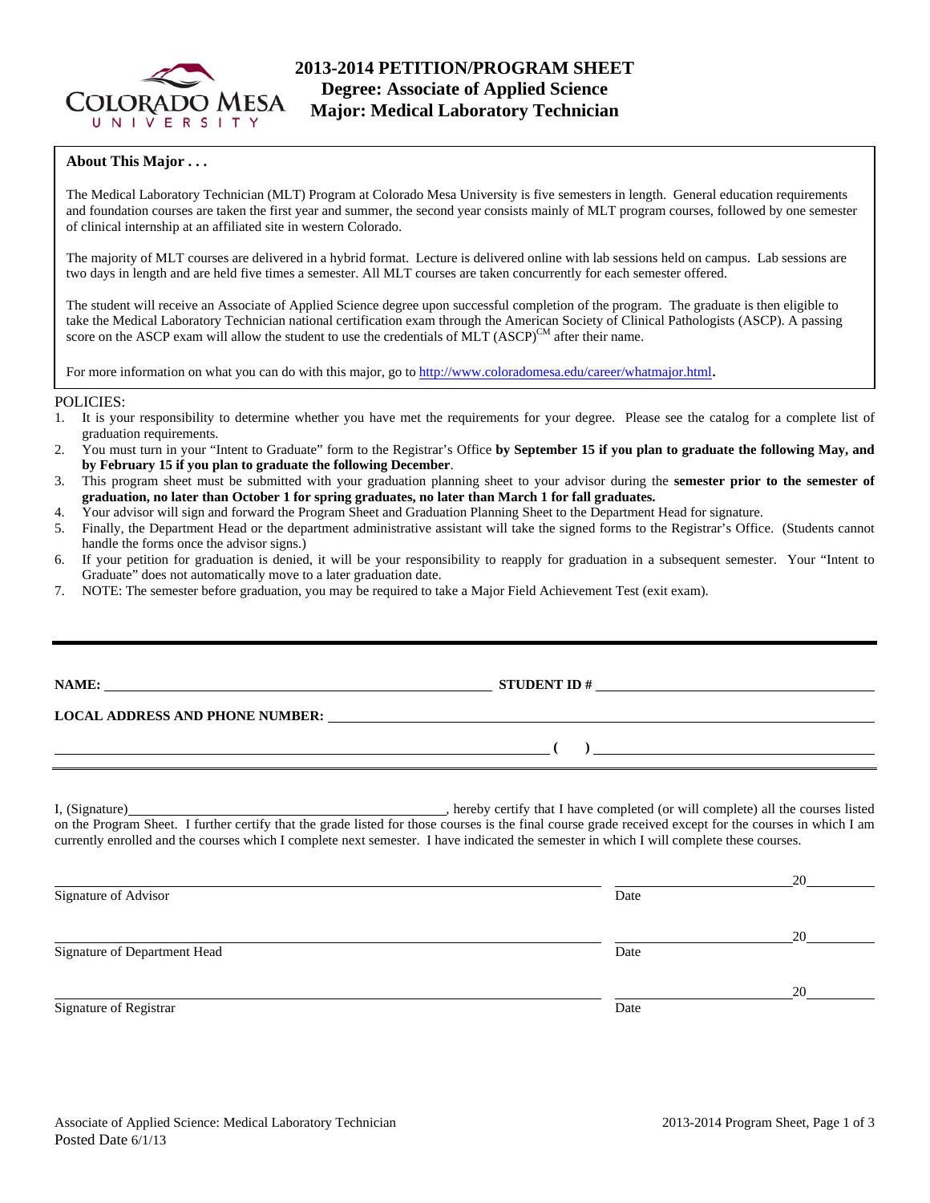# 2013-2014 PETITION/PROGRAM SHEET
## Degree: Associate of Applied Science
## Major: Medical Laboratory Technician

### About This Major . . .

The Medical Laboratory Technician (MLT) Program at Colorado Mesa University is five semesters in length. General education requirements and foundation courses are taken the first year and summer, the second year consists mainly of MLT program courses, followed by one semester of clinical internship at an affiliated site in western Colorado.

The majority of MLT courses are delivered in a hybrid format. Lecture is delivered online with lab sessions held on campus. Lab sessions are two days in length and are held five times a semester. All MLT courses are taken concurrently for each semester offered.

The student will receive an Associate of Applied Science degree upon successful completion of the program. The graduate is then eligible to take the Medical Laboratory Technician national certification exam through the American Society of Clinical Pathologists (ASCP). A passing score on the ASCP exam will allow the student to use the credentials of MLT (ASCP)[CM] after their name.

For more information on what you can do with this major, go to http://www.coloradomesa.edu/career/whatmajor.html.

POLICIES:

1. It is your responsibility to determine whether you have met the requirements for your degree. Please see the catalog for a complete list of graduation requirements.
2. You must turn in your "Intent to Graduate" form to the Registrar's Office **by September 15 if you plan to graduate the following May, and by February 15 if you plan to graduate the following December**.
3. This program sheet must be submitted with your graduation planning sheet to your advisor during the **semester prior to the semester of graduation, no later than October 1 for spring graduates, no later than March 1 for fall graduates.**
4. Your advisor will sign and forward the Program Sheet and Graduation Planning Sheet to the Department Head for signature.
5. Finally, the Department Head or the department administrative assistant will take the signed forms to the Registrar's Office. (Students cannot handle the forms once the advisor signs.)
6. If your petition for graduation is denied, it will be your responsibility to reapply for graduation in a subsequent semester. Your "Intent to Graduate" does not automatically move to a later graduation date.
7. NOTE: The semester before graduation, you may be required to take a Major Field Achievement Test (exit exam).

---

**NAME:** ______________________________ **STUDENT ID #** ______________________________

**LOCAL ADDRESS AND PHONE NUMBER:** ______________________________

______________________________ **( )** ______________________________

I, (Signature)______________________________, hereby certify that I have completed (or will complete) all the courses listed on the Program Sheet. I further certify that the grade listed for those courses is the final course grade received except for the courses in which I am currently enrolled and the courses which I complete next semester. I have indicated the semester in which I will complete these courses.

______________________________ ______________20______
Signature of Advisor Date

______________________________ ______________20______
Signature of Department Head Date

______________________________ ______________20______
Signature of Registrar Date

Associate of Applied Science: Medical Laboratory Technician
Posted Date 6/1/13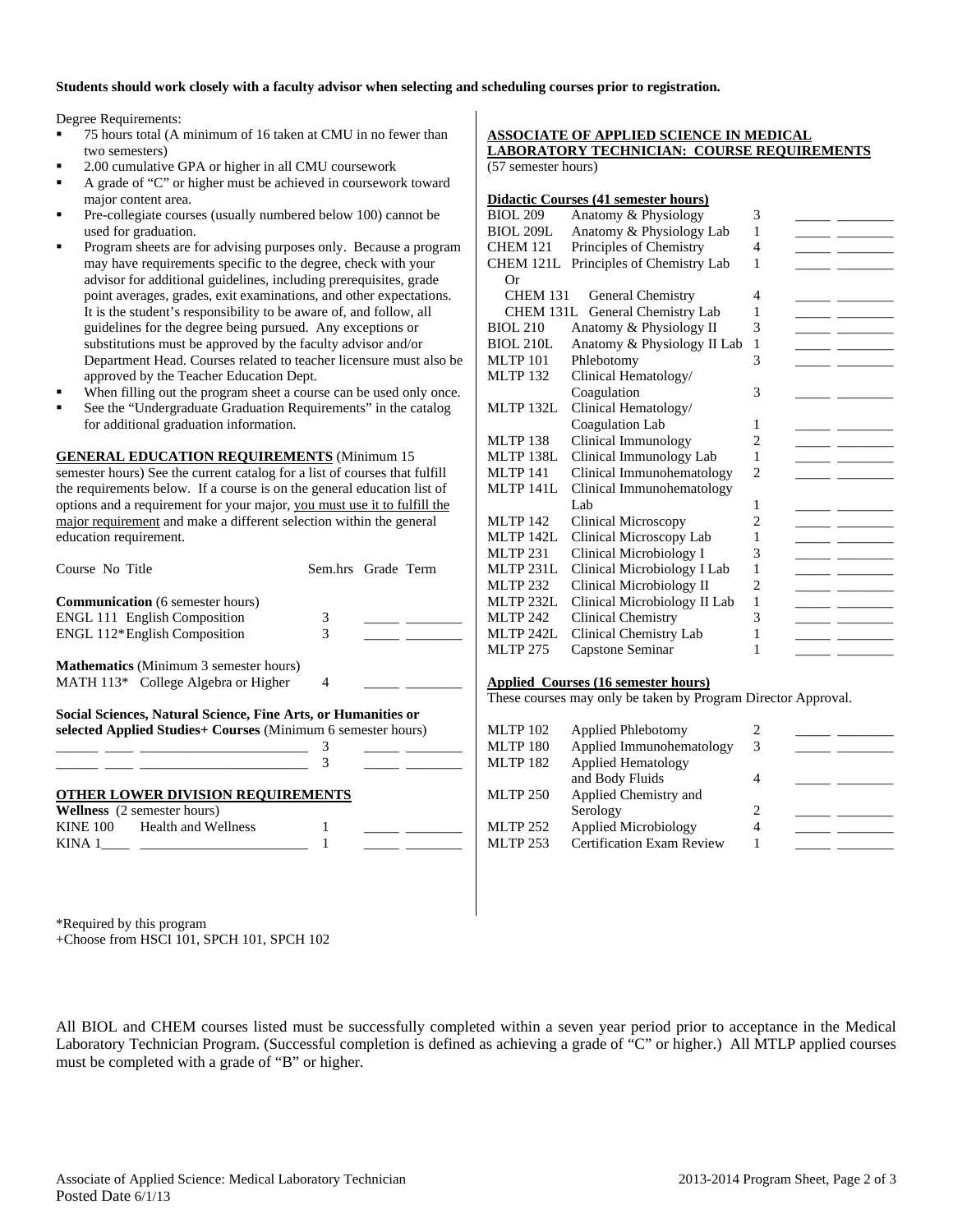**Students should work closely with a faculty advisor when selecting and scheduling courses prior to registration.**

Degree Requirements:

- 75 hours total (A minimum of 16 taken at CMU in no fewer than two semesters)
- 2.00 cumulative GPA or higher in all CMU coursework
- A grade of "C" or higher must be achieved in coursework toward major content area.
- Pre-collegiate courses (usually numbered below 100) cannot be used for graduation.
- Program sheets are for advising purposes only. Because a program may have requirements specific to the degree, check with your advisor for additional guidelines, including prerequisites, grade point averages, grades, exit examinations, and other expectations. It is the student's responsibility to be aware of, and follow, all guidelines for the degree being pursued. Any exceptions or substitutions must be approved by the faculty advisor and/or Department Head. Courses related to teacher licensure must also be approved by the Teacher Education Dept.
- When filling out the program sheet a course can be used only once.
- See the "Undergraduate Graduation Requirements" in the catalog for additional graduation information.

**GENERAL EDUCATION REQUIREMENTS** (Minimum 15 semester hours) See the current catalog for a list of courses that fulfill the requirements below. If a course is on the general education list of options and a requirement for your major, you must use it to fulfill the major requirement and make a different selection within the general education requirement.

| Course No | Title | Sem.hrs | Grade | Term |
|---|---|---|---|---|
| **Communication** (6 semester hours) | | | | |
| ENGL 111 | English Composition | 3 | _____ | ________ |
| ENGL 112* | English Composition | 3 | _____ | ________ |
| **Mathematics** (Minimum 3 semester hours) | | | | |
| MATH 113* | College Algebra or Higher | 4 | _____ | ________ |
| **Social Sciences, Natural Science, Fine Arts, or Humanities or selected Applied Studies+ Courses** (Minimum 6 semester hours) | | | | |
| ______ ____ | ________________________ | 3 | _____ | ________ |
| ______ ____ | ________________________ | 3 | _____ | ________ |

**OTHER LOWER DIVISION REQUIREMENTS**

| Course No | Title | Sem.hrs | Grade | Term |
|---|---|---|---|---|
| **Wellness** (2 semester hours) | | | | |
| KINE 100 | Health and Wellness | 1 | _____ | ________ |
| KINA 1____ | ________________________ | 1 | _____ | ________ |

\*Required by this program
+Choose from HSCI 101, SPCH 101, SPCH 102

**ASSOCIATE OF APPLIED SCIENCE IN MEDICAL LABORATORY TECHNICIAN: COURSE REQUIREMENTS**
(57 semester hours)

**Didactic Courses (41 semester hours)**

| Course No | Title | Sem.hrs | Grade | Term |
|---|---|---|---|---|
| BIOL 209 | Anatomy & Physiology | 3 | _____ | ________ |
| BIOL 209L | Anatomy & Physiology Lab | 1 | _____ | ________ |
| CHEM 121 | Principles of Chemistry | 4 | _____ | ________ |
| CHEM 121L | Principles of Chemistry Lab | 1 | _____ | ________ |
| Or | | | | |
| CHEM 131 | General Chemistry | 4 | _____ | ________ |
| CHEM 131L | General Chemistry Lab | 1 | _____ | ________ |
| BIOL 210 | Anatomy & Physiology II | 3 | _____ | ________ |
| BIOL 210L | Anatomy & Physiology II Lab | 1 | _____ | ________ |
| MLTP 101 | Phlebotomy | 3 | _____ | ________ |
| MLTP 132 | Clinical Hematology/ Coagulation | 3 | _____ | ________ |
| MLTP 132L | Clinical Hematology/ Coagulation Lab | 1 | _____ | ________ |
| MLTP 138 | Clinical Immunology | 2 | _____ | ________ |
| MLTP 138L | Clinical Immunology Lab | 1 | _____ | ________ |
| MLTP 141 | Clinical Immunohematology | 2 | _____ | ________ |
| MLTP 141L | Clinical Immunohematology Lab | 1 | _____ | ________ |
| MLTP 142 | Clinical Microscopy | 2 | _____ | ________ |
| MLTP 142L | Clinical Microscopy Lab | 1 | _____ | ________ |
| MLTP 231 | Clinical Microbiology I | 3 | _____ | ________ |
| MLTP 231L | Clinical Microbiology I Lab | 1 | _____ | ________ |
| MLTP 232 | Clinical Microbiology II | 2 | _____ | ________ |
| MLTP 232L | Clinical Microbiology II Lab | 1 | _____ | ________ |
| MLTP 242 | Clinical Chemistry | 3 | _____ | ________ |
| MLTP 242L | Clinical Chemistry Lab | 1 | _____ | ________ |
| MLTP 275 | Capstone Seminar | 1 | _____ | ________ |

**Applied Courses (16 semester hours)**
These courses may only be taken by Program Director Approval.

| Course No | Title | Sem.hrs | Grade | Term |
|---|---|---|---|---|
| MLTP 102 | Applied Phlebotomy | 2 | _____ | ________ |
| MLTP 180 | Applied Immunohematology | 3 | _____ | ________ |
| MLTP 182 | Applied Hematology and Body Fluids | 4 | _____ | ________ |
| MLTP 250 | Applied Chemistry and Serology | 2 | _____ | ________ |
| MLTP 252 | Applied Microbiology | 4 | _____ | ________ |
| MLTP 253 | Certification Exam Review | 1 | _____ | ________ |

All BIOL and CHEM courses listed must be successfully completed within a seven year period prior to acceptance in the Medical Laboratory Technician Program. (Successful completion is defined as achieving a grade of "C" or higher.) All MTLP applied courses must be completed with a grade of "B" or higher.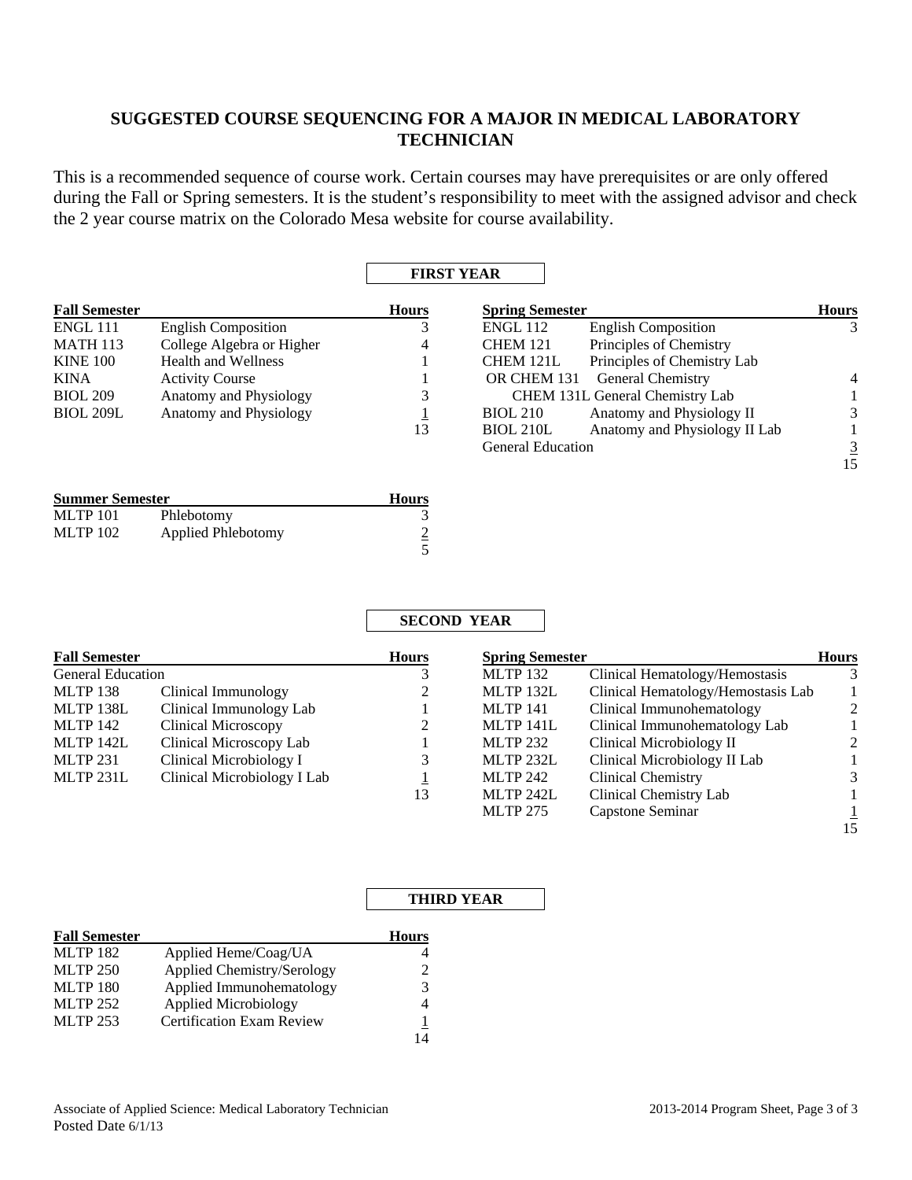# SUGGESTED COURSE SEQUENCING FOR A MAJOR IN MEDICAL LABORATORY TECHNICIAN

This is a recommended sequence of course work. Certain courses may have prerequisites or are only offered during the Fall or Spring semesters. It is the student's responsibility to meet with the assigned advisor and check the 2 year course matrix on the Colorado Mesa website for course availability.

## FIRST YEAR

| Fall Semester | | Hours |
|---|---|---|
| ENGL 111 | English Composition | 3 |
| MATH 113 | College Algebra or Higher | 4 |
| KINE 100 | Health and Wellness | 1 |
| KINA | Activity Course | 1 |
| BIOL 209 | Anatomy and Physiology | 3 |
| BIOL 209L | Anatomy and Physiology | 1 |
| | | 13 |

| Spring Semester | | Hours |
|---|---|---|
| ENGL 112 | English Composition | 3 |
| CHEM 121 | Principles of Chemistry | |
| CHEM 121L | Principles of Chemistry Lab | |
| OR CHEM 131 | General Chemistry | 4 |
| CHEM 131L General Chemistry Lab | | 1 |
| BIOL 210 | Anatomy and Physiology II | 3 |
| BIOL 210L | Anatomy and Physiology II Lab | 1 |
| General Education | | 3 |
| | | 15 |

| Summer Semester | | Hours |
|---|---|---|
| MLTP 101 | Phlebotomy | 3 |
| MLTP 102 | Applied Phlebotomy | 2 |
| | | 5 |

## SECOND YEAR

| Fall Semester | | Hours |
|---|---|---|
| General Education | | 3 |
| MLTP 138 | Clinical Immunology | 2 |
| MLTP 138L | Clinical Immunology Lab | 1 |
| MLTP 142 | Clinical Microscopy | 2 |
| MLTP 142L | Clinical Microscopy Lab | 1 |
| MLTP 231 | Clinical Microbiology I | 3 |
| MLTP 231L | Clinical Microbiology I Lab | 1 |
| | | 13 |

| Spring Semester | | Hours |
|---|---|---|
| MLTP 132 | Clinical Hematology/Hemostasis | 3 |
| MLTP 132L | Clinical Hematology/Hemostasis Lab | 1 |
| MLTP 141 | Clinical Immunohematology | 2 |
| MLTP 141L | Clinical Immunohematology Lab | 1 |
| MLTP 232 | Clinical Microbiology II | 2 |
| MLTP 232L | Clinical Microbiology II Lab | 1 |
| MLTP 242 | Clinical Chemistry | 3 |
| MLTP 242L | Clinical Chemistry Lab | 1 |
| MLTP 275 | Capstone Seminar | 1 |
| | | 15 |

## THIRD YEAR

| Fall Semester | | Hours |
|---|---|---|
| MLTP 182 | Applied Heme/Coag/UA | 4 |
| MLTP 250 | Applied Chemistry/Serology | 2 |
| MLTP 180 | Applied Immunohematology | 3 |
| MLTP 252 | Applied Microbiology | 4 |
| MLTP 253 | Certification Exam Review | 1 |
| | | 14 |

Associate of Applied Science: Medical Laboratory Technician
Posted Date 6/1/13